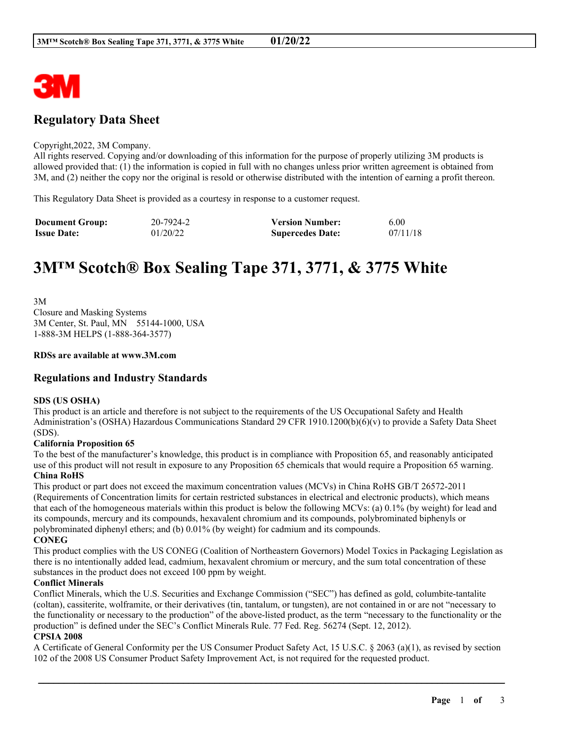## Regulatory Data Sheet

Copyright,2022, 3M Company.
All rights reserved. Copying and/or downloading of this information for the purpose of properly utilizing 3M products is allowed provided that: (1) the information is copied in full with no changes unless prior written agreement is obtained from 3M, and (2) neither the copy nor the original is resold or otherwise distributed with the intention of earning a profit thereon.

This Regulatory Data Sheet is provided as a courtesy in response to a customer request.

| **Document Group:** | 20-7924-2 | **Version Number:** | 6.00 |
|---|---|---|---|
| **Issue Date:** | 01/20/22 | **Supercedes Date:** | 07/11/18 |

# 3M™ Scotch® Box Sealing Tape 371, 3771, & 3775 White

3M
Closure and Masking Systems
3M Center, St. Paul, MN 55144-1000, USA
1-888-3M HELPS (1-888-364-3577)

**RDSs are available at www.3M.com**

## Regulations and Industry Standards

**SDS (US OSHA)**
This product is an article and therefore is not subject to the requirements of the US Occupational Safety and Health Administration's (OSHA) Hazardous Communications Standard 29 CFR 1910.1200(b)(6)(v) to provide a Safety Data Sheet (SDS).

**California Proposition 65**
To the best of the manufacturer's knowledge, this product is in compliance with Proposition 65, and reasonably anticipated use of this product will not result in exposure to any Proposition 65 chemicals that would require a Proposition 65 warning.

**China RoHS**
This product or part does not exceed the maximum concentration values (MCVs) in China RoHS GB/T 26572-2011 (Requirements of Concentration limits for certain restricted substances in electrical and electronic products), which means that each of the homogeneous materials within this product is below the following MCVs: (a) 0.1% (by weight) for lead and its compounds, mercury and its compounds, hexavalent chromium and its compounds, polybrominated biphenyls or polybrominated diphenyl ethers; and (b) 0.01% (by weight) for cadmium and its compounds.

**CONEG**
This product complies with the US CONEG (Coalition of Northeastern Governors) Model Toxics in Packaging Legislation as there is no intentionally added lead, cadmium, hexavalent chromium or mercury, and the sum total concentration of these substances in the product does not exceed 100 ppm by weight.

**Conflict Minerals**
Conflict Minerals, which the U.S. Securities and Exchange Commission ("SEC") has defined as gold, columbite-tantalite (coltan), cassiterite, wolframite, or their derivatives (tin, tantalum, or tungsten), are not contained in or are not "necessary to the functionality or necessary to the production" of the above-listed product, as the term "necessary to the functionality or the production" is defined under the SEC's Conflict Minerals Rule. 77 Fed. Reg. 56274 (Sept. 12, 2012).

**CPSIA 2008**
A Certificate of General Conformity per the US Consumer Product Safety Act, 15 U.S.C. § 2063 (a)(1), as revised by section 102 of the 2008 US Consumer Product Safety Improvement Act, is not required for the requested product.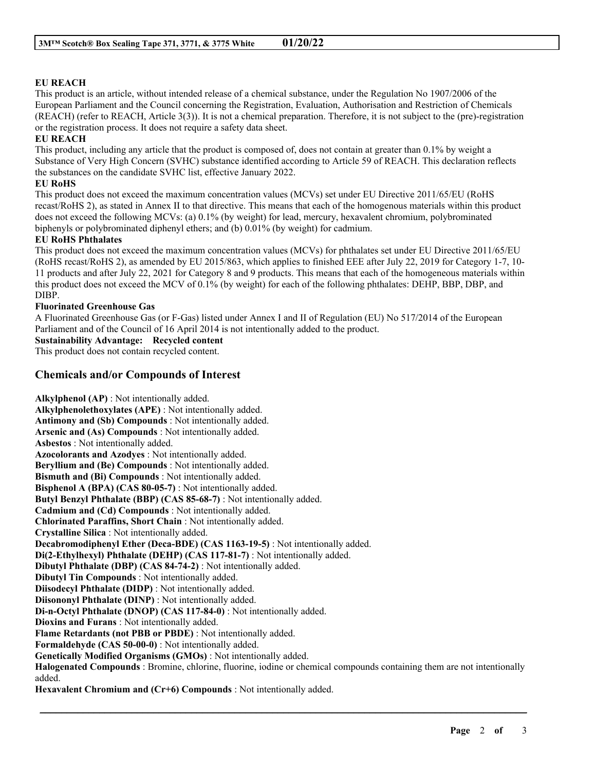**EU REACH**

This product is an article, without intended release of a chemical substance, under the Regulation No 1907/2006 of the European Parliament and the Council concerning the Registration, Evaluation, Authorisation and Restriction of Chemicals (REACH) (refer to REACH, Article 3(3)). It is not a chemical preparation. Therefore, it is not subject to the (pre)-registration or the registration process. It does not require a safety data sheet.

**EU REACH**

This product, including any article that the product is composed of, does not contain at greater than 0.1% by weight a Substance of Very High Concern (SVHC) substance identified according to Article 59 of REACH. This declaration reflects the substances on the candidate SVHC list, effective January 2022.

**EU RoHS**

This product does not exceed the maximum concentration values (MCVs) set under EU Directive 2011/65/EU (RoHS recast/RoHS 2), as stated in Annex II to that directive. This means that each of the homogenous materials within this product does not exceed the following MCVs: (a) 0.1% (by weight) for lead, mercury, hexavalent chromium, polybrominated biphenyls or polybrominated diphenyl ethers; and (b) 0.01% (by weight) for cadmium.

**EU RoHS Phthalates**

This product does not exceed the maximum concentration values (MCVs) for phthalates set under EU Directive 2011/65/EU (RoHS recast/RoHS 2), as amended by EU 2015/863, which applies to finished EEE after July 22, 2019 for Category 1-7, 10-11 products and after July 22, 2021 for Category 8 and 9 products. This means that each of the homogeneous materials within this product does not exceed the MCV of 0.1% (by weight) for each of the following phthalates: DEHP, BBP, DBP, and DIBP.

**Fluorinated Greenhouse Gas**

A Fluorinated Greenhouse Gas (or F-Gas) listed under Annex I and II of Regulation (EU) No 517/2014 of the European Parliament and of the Council of 16 April 2014 is not intentionally added to the product.

**Sustainability Advantage: Recycled content**

This product does not contain recycled content.

## Chemicals and/or Compounds of Interest

**Alkylphenol (AP)** : Not intentionally added.
**Alkylphenolethoxylates (APE)** : Not intentionally added.
**Antimony and (Sb) Compounds** : Not intentionally added.
**Arsenic and (As) Compounds** : Not intentionally added.
**Asbestos** : Not intentionally added.
**Azocolorants and Azodyes** : Not intentionally added.
**Beryllium and (Be) Compounds** : Not intentionally added.
**Bismuth and (Bi) Compounds** : Not intentionally added.
**Bisphenol A (BPA) (CAS 80-05-7)** : Not intentionally added.
**Butyl Benzyl Phthalate (BBP) (CAS 85-68-7)** : Not intentionally added.
**Cadmium and (Cd) Compounds** : Not intentionally added.
**Chlorinated Paraffins, Short Chain** : Not intentionally added.
**Crystalline Silica** : Not intentionally added.
**Decabromodiphenyl Ether (Deca-BDE) (CAS 1163-19-5)** : Not intentionally added.
**Di(2-Ethylhexyl) Phthalate (DEHP) (CAS 117-81-7)** : Not intentionally added.
**Dibutyl Phthalate (DBP) (CAS 84-74-2)** : Not intentionally added.
**Dibutyl Tin Compounds** : Not intentionally added.
**Diisodecyl Phthalate (DIDP)** : Not intentionally added.
**Diisononyl Phthalate (DINP)** : Not intentionally added.
**Di-n-Octyl Phthalate (DNOP) (CAS 117-84-0)** : Not intentionally added.
**Dioxins and Furans** : Not intentionally added.
**Flame Retardants (not PBB or PBDE)** : Not intentionally added.
**Formaldehyde (CAS 50-00-0)** : Not intentionally added.
**Genetically Modified Organisms (GMOs)** : Not intentionally added.
**Halogenated Compounds** : Bromine, chlorine, fluorine, iodine or chemical compounds containing them are not intentionally added.
**Hexavalent Chromium and (Cr+6) Compounds** : Not intentionally added.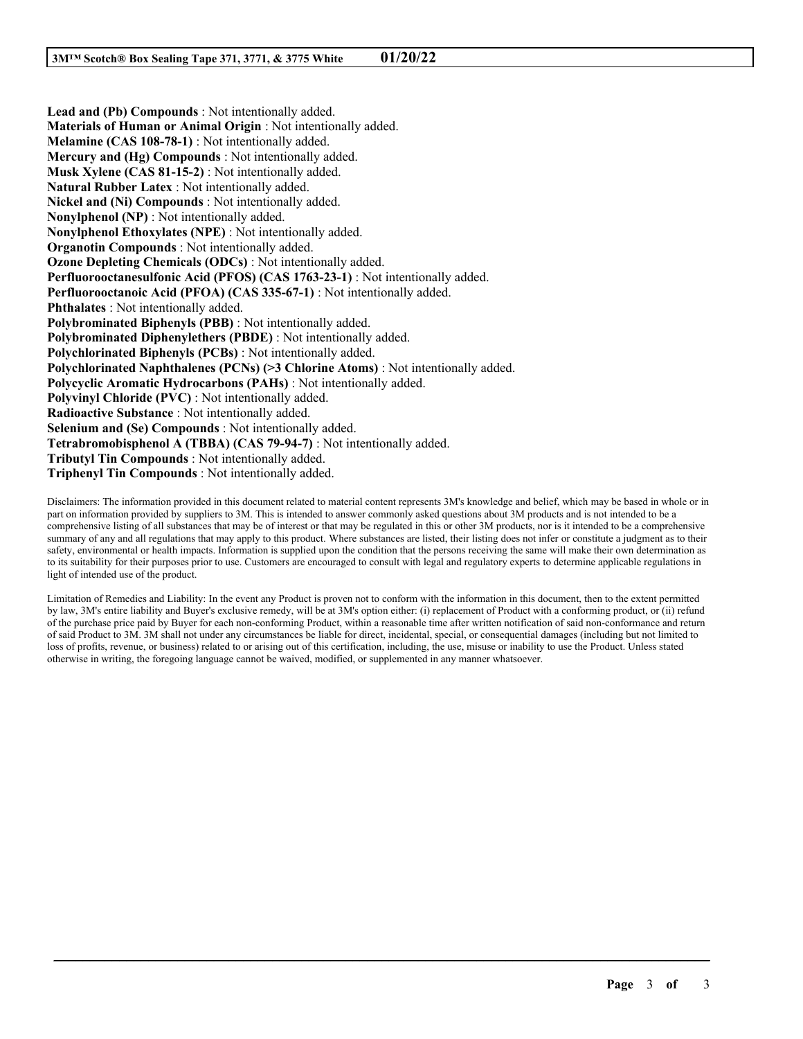**Lead and (Pb) Compounds** : Not intentionally added.
**Materials of Human or Animal Origin** : Not intentionally added.
**Melamine (CAS 108-78-1)** : Not intentionally added.
**Mercury and (Hg) Compounds** : Not intentionally added.
**Musk Xylene (CAS 81-15-2)** : Not intentionally added.
**Natural Rubber Latex** : Not intentionally added.
**Nickel and (Ni) Compounds** : Not intentionally added.
**Nonylphenol (NP)** : Not intentionally added.
**Nonylphenol Ethoxylates (NPE)** : Not intentionally added.
**Organotin Compounds** : Not intentionally added.
**Ozone Depleting Chemicals (ODCs)** : Not intentionally added.
**Perfluorooctanesulfonic Acid (PFOS) (CAS 1763-23-1)** : Not intentionally added.
**Perfluorooctanoic Acid (PFOA) (CAS 335-67-1)** : Not intentionally added.
**Phthalates** : Not intentionally added.
**Polybrominated Biphenyls (PBB)** : Not intentionally added.
**Polybrominated Diphenylethers (PBDE)** : Not intentionally added.
**Polychlorinated Biphenyls (PCBs)** : Not intentionally added.
**Polychlorinated Naphthalenes (PCNs) (>3 Chlorine Atoms)** : Not intentionally added.
**Polycyclic Aromatic Hydrocarbons (PAHs)** : Not intentionally added.
**Polyvinyl Chloride (PVC)** : Not intentionally added.
**Radioactive Substance** : Not intentionally added.
**Selenium and (Se) Compounds** : Not intentionally added.
**Tetrabromobisphenol A (TBBA) (CAS 79-94-7)** : Not intentionally added.
**Tributyl Tin Compounds** : Not intentionally added.
**Triphenyl Tin Compounds** : Not intentionally added.

Disclaimers: The information provided in this document related to material content represents 3M's knowledge and belief, which may be based in whole or in part on information provided by suppliers to 3M. This is intended to answer commonly asked questions about 3M products and is not intended to be a comprehensive listing of all substances that may be of interest or that may be regulated in this or other 3M products, nor is it intended to be a comprehensive summary of any and all regulations that may apply to this product. Where substances are listed, their listing does not infer or constitute a judgment as to their safety, environmental or health impacts. Information is supplied upon the condition that the persons receiving the same will make their own determination as to its suitability for their purposes prior to use. Customers are encouraged to consult with legal and regulatory experts to determine applicable regulations in light of intended use of the product.

Limitation of Remedies and Liability: In the event any Product is proven not to conform with the information in this document, then to the extent permitted by law, 3M's entire liability and Buyer's exclusive remedy, will be at 3M's option either: (i) replacement of Product with a conforming product, or (ii) refund of the purchase price paid by Buyer for each non-conforming Product, within a reasonable time after written notification of said non-conformance and return of said Product to 3M. 3M shall not under any circumstances be liable for direct, incidental, special, or consequential damages (including but not limited to loss of profits, revenue, or business) related to or arising out of this certification, including, the use, misuse or inability to use the Product. Unless stated otherwise in writing, the foregoing language cannot be waived, modified, or supplemented in any manner whatsoever.